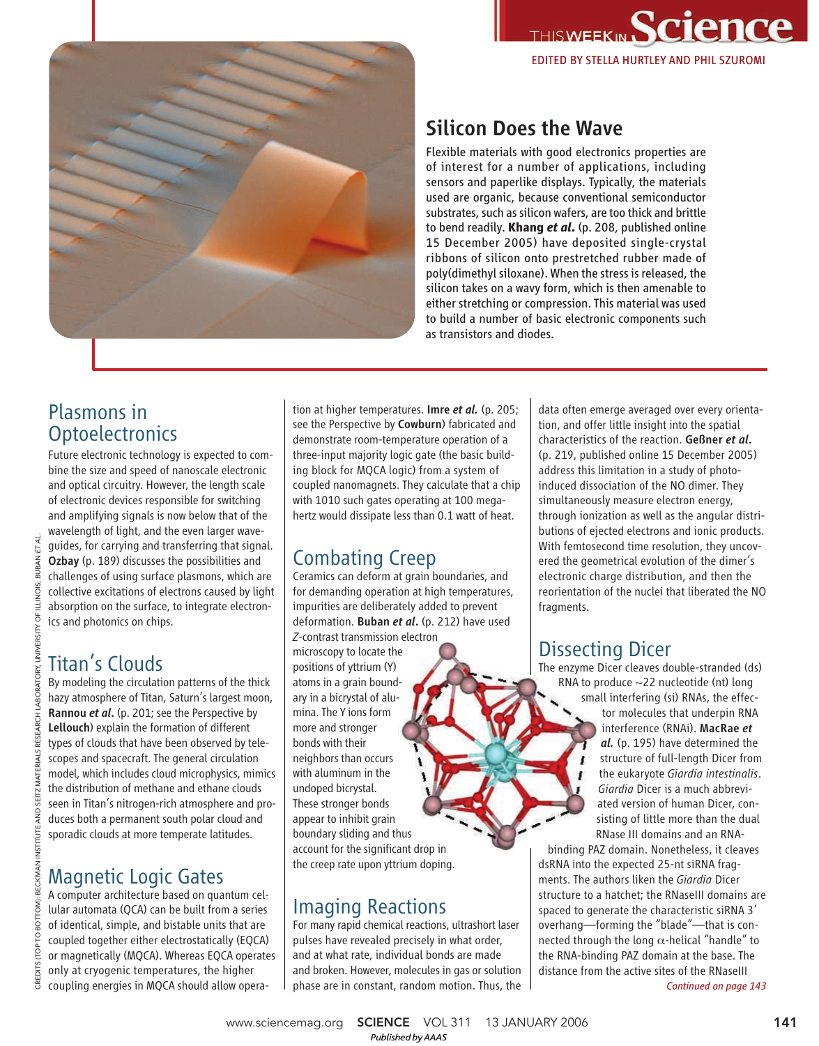## Silicon Does the Wave

Flexible materials with good electronics properties are of interest for a number of applications, including sensors and paperlike displays. Typically, the materials used are organic, because conventional semiconductor substrates, such as silicon wafers, are too thick and brittle to bend readily. **Khang *et al.*** (p. 208, published online 15 December 2005) have deposited single-crystal ribbons of silicon onto prestretched rubber made of poly(dimethyl siloxane). When the stress is released, the silicon takes on a wavy form, which is then amenable to either stretching or compression. This material was used to build a number of basic electronic components such as transistors and diodes.

## Plasmons in Optoelectronics

Future electronic technology is expected to combine the size and speed of nanoscale electronic and optical circuitry. However, the length scale of electronic devices responsible for switching and amplifying signals is now below that of the wavelength of light, and the even larger waveguides, for carrying and transferring that signal. **Ozbay** (p. 189) discusses the possibilities and challenges of using surface plasmons, which are collective excitations of electrons caused by light absorption on the surface, to integrate electronics and photonics on chips.

## Titan's Clouds

By modeling the circulation patterns of the thick hazy atmosphere of Titan, Saturn's largest moon, **Rannou *et al.*** (p. 201; see the Perspective by **Lellouch**) explain the formation of different types of clouds that have been observed by telescopes and spacecraft. The general circulation model, which includes cloud microphysics, mimics the distribution of methane and ethane clouds seen in Titan's nitrogen-rich atmosphere and produces both a permanent south polar cloud and sporadic clouds at more temperate latitudes.

## Magnetic Logic Gates

A computer architecture based on quantum cellular automata (QCA) can be built from a series of identical, simple, and bistable units that are coupled together either electrostatically (EQCA) or magnetically (MQCA). Whereas EQCA operates only at cryogenic temperatures, the higher coupling energies in MQCA should allow operation at higher temperatures. **Imre *et al.*** (p. 205; see the Perspective by **Cowburn**) fabricated and demonstrate room-temperature operation of a three-input majority logic gate (the basic building block for MQCA logic) from a system of coupled nanomagnets. They calculate that a chip with 1010 such gates operating at 100 megahertz would dissipate less than 0.1 watt of heat.

## Combating Creep

Ceramics can deform at grain boundaries, and for demanding operation at high temperatures, impurities are deliberately added to prevent deformation. **Buban *et al.*** (p. 212) have used *Z*-contrast transmission electron microscopy to locate the positions of yttrium (Y) atoms in a grain boundary in a bicrystal of alumina. The Y ions form more and stronger bonds with their neighbors than occurs with aluminum in the undoped bicrystal. These stronger bonds appear to inhibit grain boundary sliding and thus account for the significant drop in the creep rate upon yttrium doping.

## Imaging Reactions

For many rapid chemical reactions, ultrashort laser pulses have revealed precisely in what order, and at what rate, individual bonds are made and broken. However, molecules in gas or solution phase are in constant, random motion. Thus, the data often emerge averaged over every orientation, and offer little insight into the spatial characteristics of the reaction. **Geßner *et al.*** (p. 219, published online 15 December 2005) address this limitation in a study of photoinduced dissociation of the NO dimer. They simultaneously measure electron energy, through ionization as well as the angular distributions of ejected electrons and ionic products. With femtosecond time resolution, they uncovered the geometrical evolution of the dimer's electronic charge distribution, and then the reorientation of the nuclei that liberated the NO fragments.

## Dissecting Dicer

The enzyme Dicer cleaves double-stranded (ds) RNA to produce ~22 nucleotide (nt) long small interfering (si) RNAs, the effector molecules that underpin RNA interference (RNAi). **MacRae *et al.*** (p. 195) have determined the structure of full-length Dicer from the eukaryote *Giardia intestinalis*. *Giardia* Dicer is a much abbreviated version of human Dicer, consisting of little more than the dual RNase III domains and an RNA-binding PAZ domain. Nonetheless, it cleaves dsRNA into the expected 25-nt siRNA fragments. The authors liken the *Giardia* Dicer structure to a hatchet; the RNaseIII domains are spaced to generate the characteristic siRNA 3′ overhang—forming the "blade"—that is connected through the long $\alpha$-helical "handle" to the RNA-binding PAZ domain at the base. The distance from the active sites of the RNaseIII

*Continued on page 143*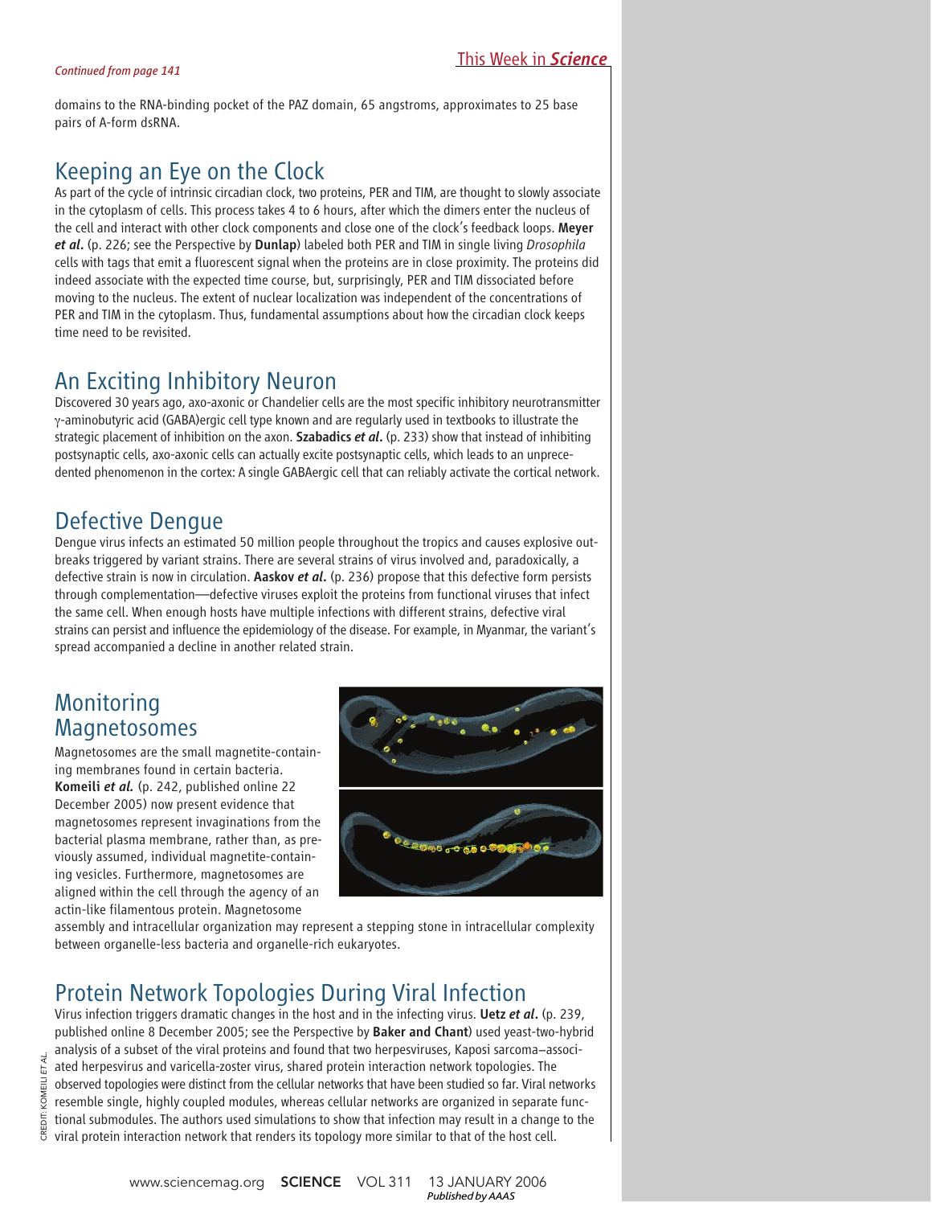*Continued from page 141*

domains to the RNA-binding pocket of the PAZ domain, 65 angstroms, approximates to 25 base pairs of A-form dsRNA.

## Keeping an Eye on the Clock

As part of the cycle of intrinsic circadian clock, two proteins, PER and TIM, are thought to slowly associate in the cytoplasm of cells. This process takes 4 to 6 hours, after which the dimers enter the nucleus of the cell and interact with other clock components and close one of the clock's feedback loops. **Meyer *et al.*** (p. 226; see the Perspective by **Dunlap**) labeled both PER and TIM in single living *Drosophila* cells with tags that emit a fluorescent signal when the proteins are in close proximity. The proteins did indeed associate with the expected time course, but, surprisingly, PER and TIM dissociated before moving to the nucleus. The extent of nuclear localization was independent of the concentrations of PER and TIM in the cytoplasm. Thus, fundamental assumptions about how the circadian clock keeps time need to be revisited.

## An Exciting Inhibitory Neuron

Discovered 30 years ago, axo-axonic or Chandelier cells are the most specific inhibitory neurotransmitter γ-aminobutyric acid (GABA)ergic cell type known and are regularly used in textbooks to illustrate the strategic placement of inhibition on the axon. **Szabadics *et al.*** (p. 233) show that instead of inhibiting postsynaptic cells, axo-axonic cells can actually excite postsynaptic cells, which leads to an unprecedented phenomenon in the cortex: A single GABAergic cell that can reliably activate the cortical network.

## Defective Dengue

Dengue virus infects an estimated 50 million people throughout the tropics and causes explosive outbreaks triggered by variant strains. There are several strains of virus involved and, paradoxically, a defective strain is now in circulation. **Aaskov *et al.*** (p. 236) propose that this defective form persists through complementation—defective viruses exploit the proteins from functional viruses that infect the same cell. When enough hosts have multiple infections with different strains, defective viral strains can persist and influence the epidemiology of the disease. For example, in Myanmar, the variant's spread accompanied a decline in another related strain.

## Monitoring Magnetosomes

Magnetosomes are the small magnetite-containing membranes found in certain bacteria. **Komeili *et al.*** (p. 242, published online 22 December 2005) now present evidence that magnetosomes represent invaginations from the bacterial plasma membrane, rather than, as previously assumed, individual magnetite-containing vesicles. Furthermore, magnetosomes are aligned within the cell through the agency of an actin-like filamentous protein. Magnetosome assembly and intracellular organization may represent a stepping stone in intracellular complexity between organelle-less bacteria and organelle-rich eukaryotes.

## Protein Network Topologies During Viral Infection

Virus infection triggers dramatic changes in the host and in the infecting virus. **Uetz *et al.*** (p. 239, published online 8 December 2005; see the Perspective by **Baker and Chant**) used yeast-two-hybrid analysis of a subset of the viral proteins and found that two herpesviruses, Kaposi sarcoma–associated herpesvirus and varicella-zoster virus, shared protein interaction network topologies. The observed topologies were distinct from the cellular networks that have been studied so far. Viral networks resemble single, highly coupled modules, whereas cellular networks are organized in separate functional submodules. The authors used simulations to show that infection may result in a change to the viral protein interaction network that renders its topology more similar to that of the host cell.

CREDIT: KOMEILI *ET AL.*